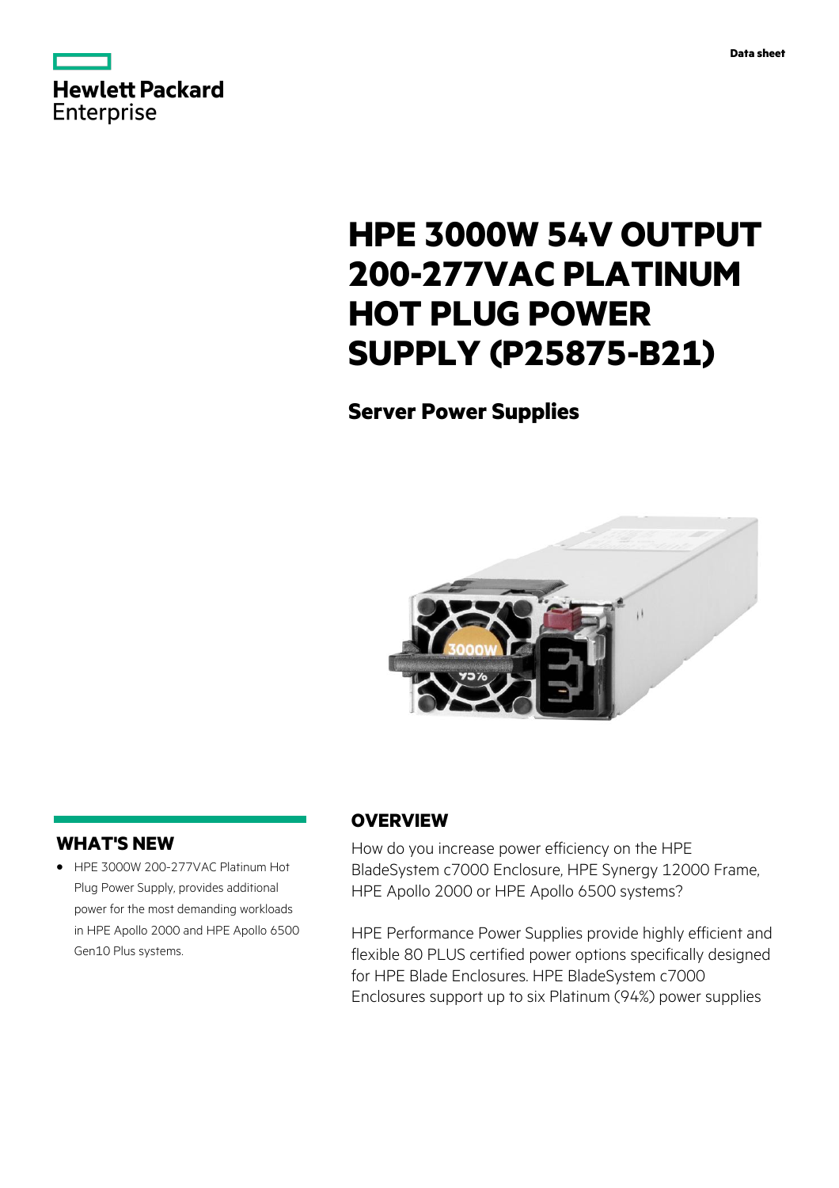Data sheet

# HPE 3000W 54V OUTPUT 200-277VAC PLATINUM HOT PLUG POWER SUPPLY (P25875-B21)

## Server Power Supplies

## WHAT'S NEW

- HPE 3000W 200-277VAC Platinum Hot Plug Power Supply, provides additional power for the most demanding workloads in HPE Apollo 2000 and HPE Apollo 6500 Gen10 Plus systems.

## OVERVIEW

How do you increase power efficiency on the HPE BladeSystem c7000 Enclosure, HPE Synergy 12000 Frame, HPE Apollo 2000 or HPE Apollo 6500 systems?

HPE Performance Power Supplies provide highly efficient and flexible 80 PLUS certified power options specifically designed for HPE Blade Enclosures. HPE BladeSystem c7000 Enclosures support up to six Platinum (94%) power supplies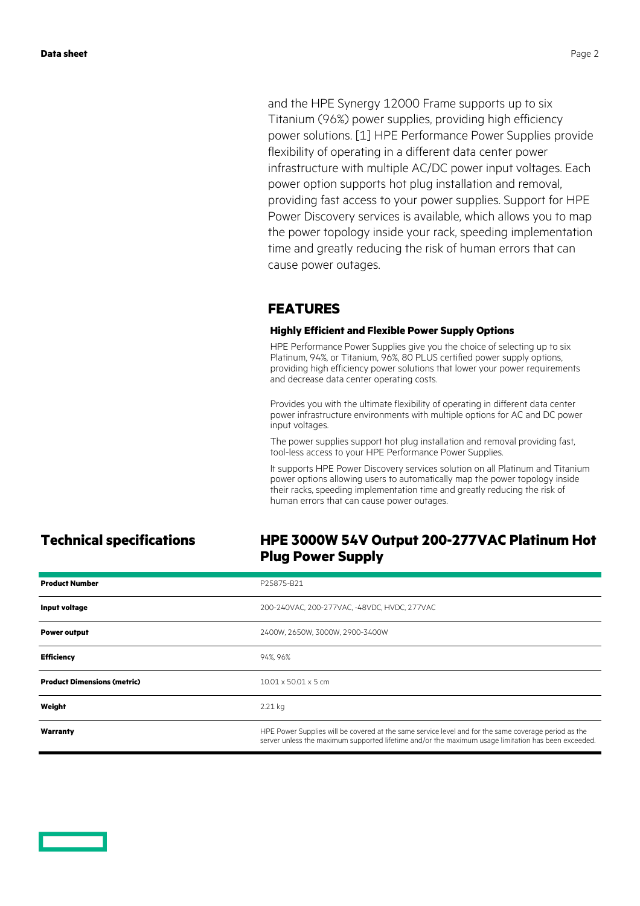and the HPE Synergy 12000 Frame supports up to six Titanium (96%) power supplies, providing high efficiency power solutions. [1] HPE Performance Power Supplies provide flexibility of operating in a different data center power infrastructure with multiple AC/DC power input voltages. Each power option supports hot plug installation and removal, providing fast access to your power supplies. Support for HPE Power Discovery services is available, which allows you to map the power topology inside your rack, speeding implementation time and greatly reducing the risk of human errors that can cause power outages.

## FEATURES

### Highly Efficient and Flexible Power Supply Options

HPE Performance Power Supplies give you the choice of selecting up to six Platinum, 94%, or Titanium, 96%, 80 PLUS certified power supply options, providing high efficiency power solutions that lower your power requirements and decrease data center operating costs.

Provides you with the ultimate flexibility of operating in different data center power infrastructure environments with multiple options for AC and DC power input voltages.

The power supplies support hot plug installation and removal providing fast, tool-less access to your HPE Performance Power Supplies.

It supports HPE Power Discovery services solution on all Platinum and Titanium power options allowing users to automatically map the power topology inside their racks, speeding implementation time and greatly reducing the risk of human errors that can cause power outages.

## Technical specifications

## HPE 3000W 54V Output 200-277VAC Platinum Hot Plug Power Supply

| | |
|---|---|
| **Product Number** | P25875-B21 |
| **Input voltage** | 200-240VAC, 200-277VAC, -48VDC, HVDC, 277VAC |
| **Power output** | 2400W, 2650W, 3000W, 2900-3400W |
| **Efficiency** | 94%, 96% |
| **Product Dimensions (metric)** | 10.01 x 50.01 x 5 cm |
| **Weight** | 2.21 kg |
| **Warranty** | HPE Power Supplies will be covered at the same service level and for the same coverage period as the server unless the maximum supported lifetime and/or the maximum usage limitation has been exceeded. |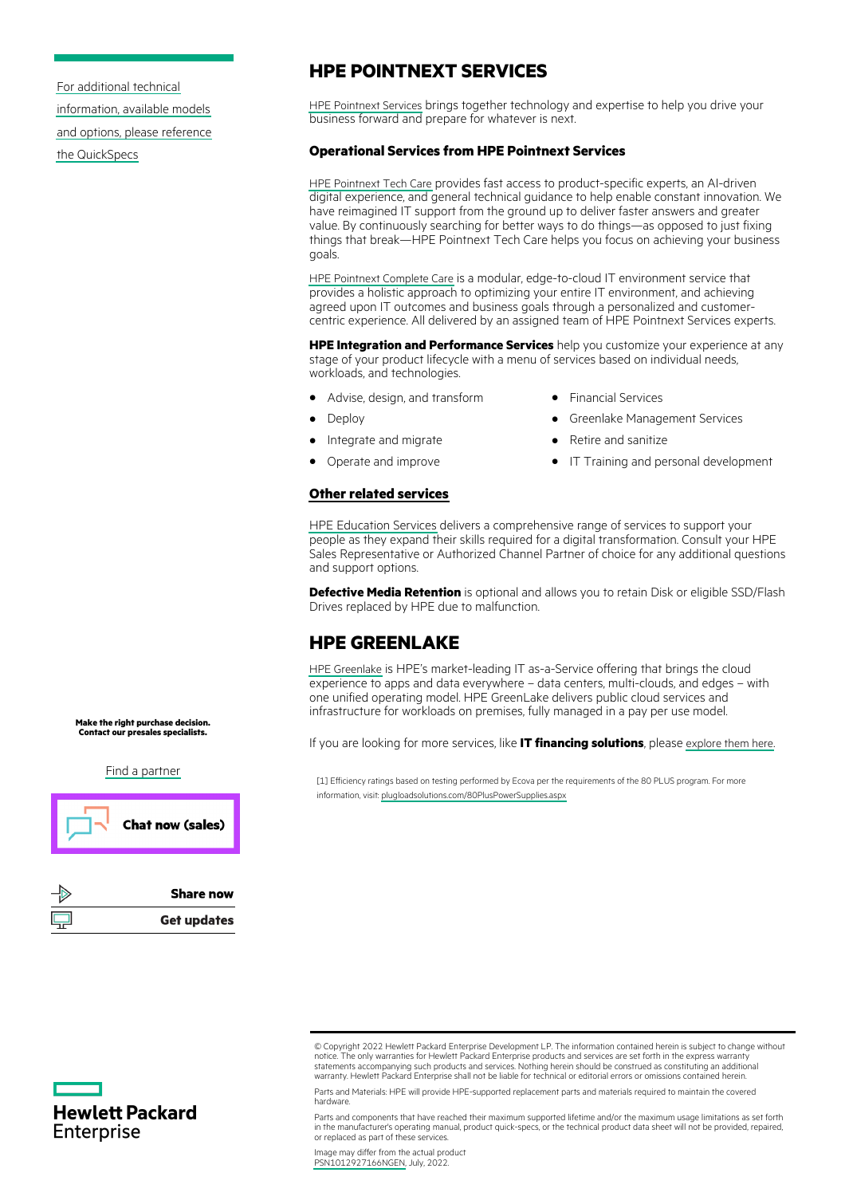For additional technical information, available models and options, please reference the QuickSpecs

# HPE POINTNEXT SERVICES

HPE Pointnext Services brings together technology and expertise to help you drive your business forward and prepare for whatever is next.

### Operational Services from HPE Pointnext Services

HPE Pointnext Tech Care provides fast access to product-specific experts, an AI-driven digital experience, and general technical guidance to help enable constant innovation. We have reimagined IT support from the ground up to deliver faster answers and greater value. By continuously searching for better ways to do things—as opposed to just fixing things that break—HPE Pointnext Tech Care helps you focus on achieving your business goals.

HPE Pointnext Complete Care is a modular, edge-to-cloud IT environment service that provides a holistic approach to optimizing your entire IT environment, and achieving agreed upon IT outcomes and business goals through a personalized and customer-centric experience. All delivered by an assigned team of HPE Pointnext Services experts.

**HPE Integration and Performance Services** help you customize your experience at any stage of your product lifecycle with a menu of services based on individual needs, workloads, and technologies.

- Advise, design, and transform
- Deploy
- Integrate and migrate
- Operate and improve
- Financial Services
- Greenlake Management Services
- Retire and sanitize
- IT Training and personal development

### Other related services

HPE Education Services delivers a comprehensive range of services to support your people as they expand their skills required for a digital transformation. Consult your HPE Sales Representative or Authorized Channel Partner of choice for any additional questions and support options.

**Defective Media Retention** is optional and allows you to retain Disk or eligible SSD/Flash Drives replaced by HPE due to malfunction.

# HPE GREENLAKE

HPE Greenlake is HPE's market-leading IT as-a-Service offering that brings the cloud experience to apps and data everywhere – data centers, multi-clouds, and edges – with one unified operating model. HPE GreenLake delivers public cloud services and infrastructure for workloads on premises, fully managed in a pay per use model.

If you are looking for more services, like **IT financing solutions**, please explore them here.

[1] Efficiency ratings based on testing performed by Ecova per the requirements of the 80 PLUS program. For more information, visit: plugloadsolutions.com/80PlusPowerSupplies.aspx

**Make the right purchase decision. Contact our presales specialists.**

Find a partner

**Chat now (sales)**

**Share now**

**Get updates**

Hewlett Packard Enterprise

© Copyright 2022 Hewlett Packard Enterprise Development LP. The information contained herein is subject to change without notice. The only warranties for Hewlett Packard Enterprise products and services are set forth in the express warranty statements accompanying such products and services. Nothing herein should be construed as constituting an additional warranty. Hewlett Packard Enterprise shall not be liable for technical or editorial errors or omissions contained herein.

Parts and Materials: HPE will provide HPE-supported replacement parts and materials required to maintain the covered hardware.

Parts and components that have reached their maximum supported lifetime and/or the maximum usage limitations as set forth in the manufacturer's operating manual, product quick-specs, or the technical product data sheet will not be provided, repaired, or replaced as part of these services.

Image may differ from the actual product
PSN1012927166NGEN, July, 2022.